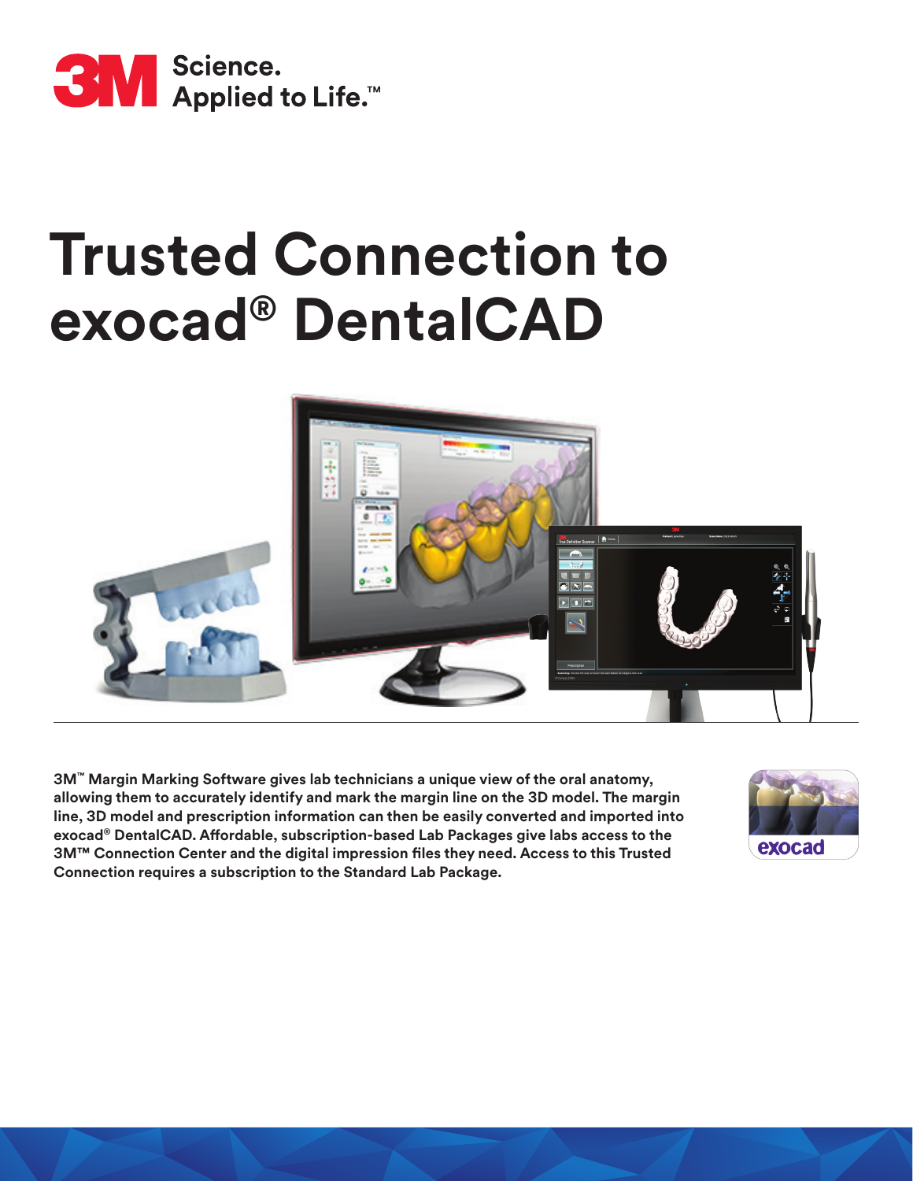3M Science. Applied to Life.™

# Trusted Connection to exocad® DentalCAD

**3M™ Margin Marking Software gives lab technicians a unique view of the oral anatomy, allowing them to accurately identify and mark the margin line on the 3D model. The margin line, 3D model and prescription information can then be easily converted and imported into exocad® DentalCAD. Affordable, subscription-based Lab Packages give labs access to the 3M™ Connection Center and the digital impression files they need. Access to this Trusted Connection requires a subscription to the Standard Lab Package.**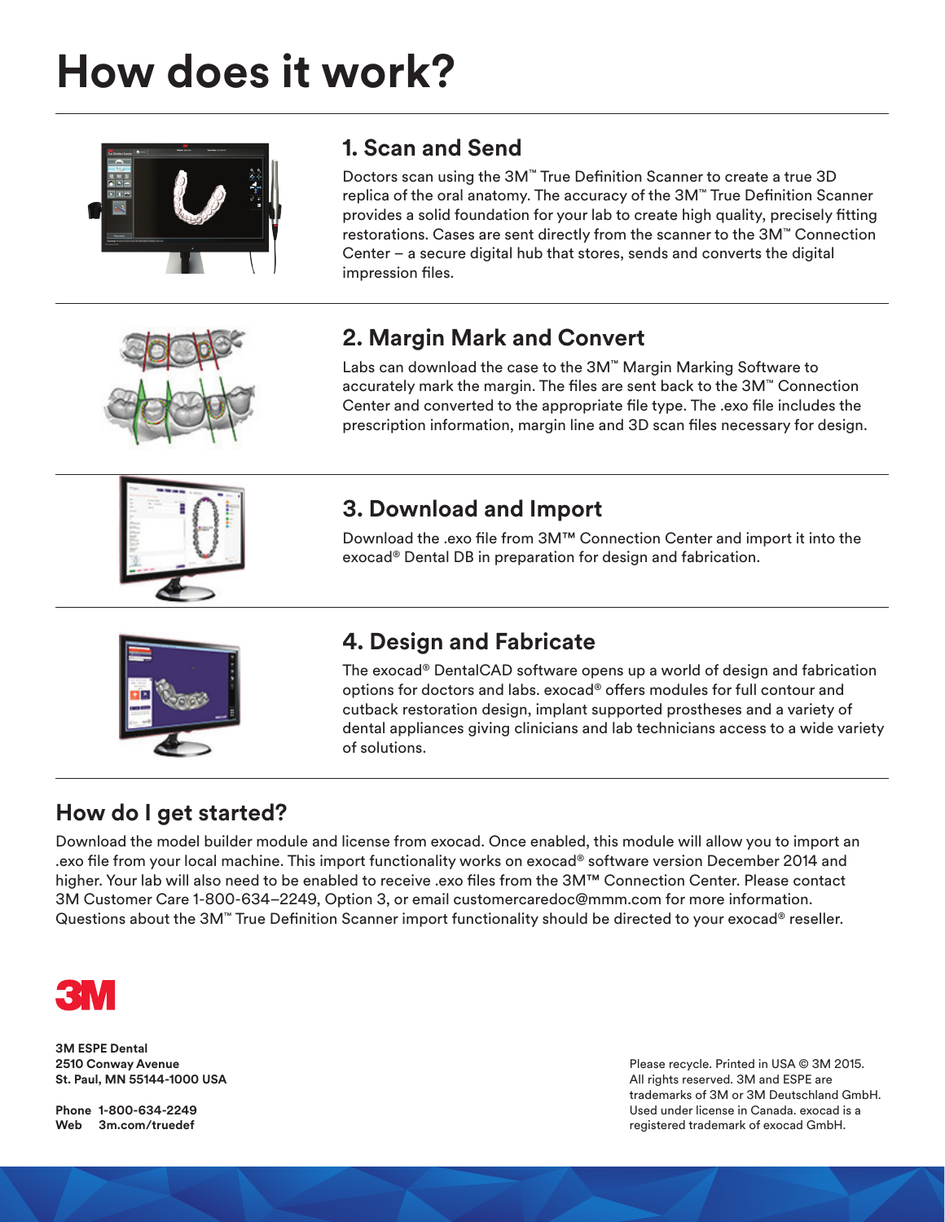# How does it work?

## 1. Scan and Send

Doctors scan using the 3M™ True Definition Scanner to create a true 3D replica of the oral anatomy. The accuracy of the 3M™ True Definition Scanner provides a solid foundation for your lab to create high quality, precisely fitting restorations. Cases are sent directly from the scanner to the 3M™ Connection Center – a secure digital hub that stores, sends and converts the digital impression files.

## 2. Margin Mark and Convert

Labs can download the case to the 3M™ Margin Marking Software to accurately mark the margin. The files are sent back to the 3M™ Connection Center and converted to the appropriate file type. The .exo file includes the prescription information, margin line and 3D scan files necessary for design.

## 3. Download and Import

Download the .exo file from 3M™ Connection Center and import it into the exocad® Dental DB in preparation for design and fabrication.

## 4. Design and Fabricate

The exocad® DentalCAD software opens up a world of design and fabrication options for doctors and labs. exocad® offers modules for full contour and cutback restoration design, implant supported prostheses and a variety of dental appliances giving clinicians and lab technicians access to a wide variety of solutions.

## How do I get started?

Download the model builder module and license from exocad. Once enabled, this module will allow you to import an .exo file from your local machine. This import functionality works on exocad® software version December 2014 and higher. Your lab will also need to be enabled to receive .exo files from the 3M™ Connection Center. Please contact 3M Customer Care 1-800-634–2249, Option 3, or email customercaredoc@mmm.com for more information. Questions about the 3M™ True Definition Scanner import functionality should be directed to your exocad® reseller.

**3M ESPE Dental**
**2510 Conway Avenue**
**St. Paul, MN 55144-1000 USA**

**Phone** 1-800-634-2249
**Web** 3m.com/truedef

Please recycle. Printed in USA © 3M 2015. All rights reserved. 3M and ESPE are trademarks of 3M or 3M Deutschland GmbH. Used under license in Canada. exocad is a registered trademark of exocad GmbH.